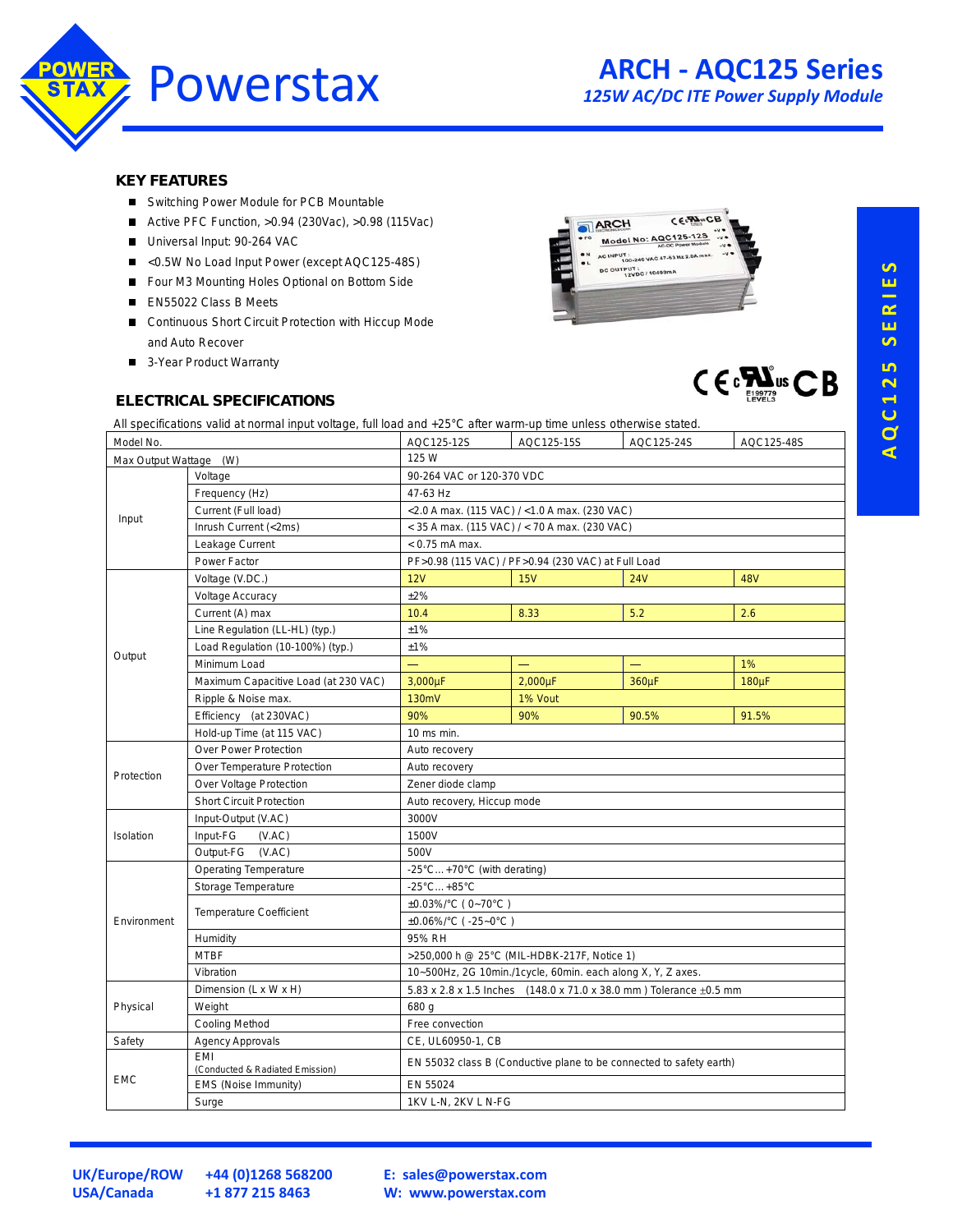# Powerstax

## ARCH - AQC125 Series

*125W AC/DC ITE Power Supply Module*

### KEY FEATURES

- Switching Power Module for PCB Mountable
- Active PFC Function, >0.94 (230Vac), >0.98 (115Vac)
- Universal Input: 90-264 VAC
- <0.5W No Load Input Power (except AQC125-48S)
- Four M3 Mounting Holes Optional on Bottom Side
- EN55022 Class B Meets
- Continuous Short Circuit Protection with Hiccup Mode and Auto Recover
- 3-Year Product Warranty

### ELECTRICAL SPECIFICATIONS

All specifications valid at normal input voltage, full load and +25°C after warm-up time unless otherwise stated.

| Model No. | | AQC125-12S | AQC125-15S | AQC125-24S | AQC125-48S |
|---|---|---|---|---|---|
| Max Output Wattage (W) | | 125 W | | | |
| Input | Voltage | 90-264 VAC or 120-370 VDC | | | |
| | Frequency (Hz) | 47-63 Hz | | | |
| | Current (Full load) | <2.0 A max. (115 VAC) / <1.0 A max. (230 VAC) | | | |
| | Inrush Current (<2ms) | < 35 A max. (115 VAC) / < 70 A max. (230 VAC) | | | |
| | Leakage Current | < 0.75 mA max. | | | |
| | Power Factor | PF>0.98 (115 VAC) / PF>0.94 (230 VAC) at Full Load | | | |
| Output | Voltage (V.DC.) | 12V | 15V | 24V | 48V |
| | Voltage Accuracy | ±2% | | | |
| | Current (A) max | 10.4 | 8.33 | 5.2 | 2.6 |
| | Line Regulation (LL-HL) (typ.) | ±1% | | | |
| | Load Regulation (10-100%) (typ.) | ±1% | | | |
| | Minimum Load | — | — | — | 1% |
| | Maximum Capacitive Load (at 230 VAC) | 3,000µF | 2,000µF | 360µF | 180µF |
| | Ripple & Noise max. | 130mV | 1% Vout | | |
| | Efficiency (at 230VAC) | 90% | 90% | 90.5% | 91.5% |
| | Hold-up Time (at 115 VAC) | 10 ms min. | | | |
| Protection | Over Power Protection | Auto recovery | | | |
| | Over Temperature Protection | Auto recovery | | | |
| | Over Voltage Protection | Zener diode clamp | | | |
| | Short Circuit Protection | Auto recovery, Hiccup mode | | | |
| Isolation | Input-Output (V.AC) | 3000V | | | |
| | Input-FG (V.AC) | 1500V | | | |
| | Output-FG (V.AC) | 500V | | | |
| Environment | Operating Temperature | -25°C ... +70°C (with derating) | | | |
| | Storage Temperature | -25°C ... +85°C | | | |
| | Temperature Coefficient | ±0.03%/°C ( 0~70°C ) | | | |
| | | ±0.06%/°C ( -25~0°C ) | | | |
| | Humidity | 95% RH | | | |
| | MTBF | >250,000 h @ 25°C (MIL-HDBK-217F, Notice 1) | | | |
| | Vibration | 10~500Hz, 2G 10min./1cycle, 60min. each along X, Y, Z axes. | | | |
| Physical | Dimension (L x W x H) | 5.83 x 2.8 x 1.5 Inches (148.0 x 71.0 x 38.0 mm ) Tolerance ±0.5 mm | | | |
| | Weight | 680 g | | | |
| | Cooling Method | Free convection | | | |
| Safety | Agency Approvals | CE, UL60950-1, CB | | | |
| EMC | EMI (Conducted & Radiated Emission) | EN 55032 class B (Conductive plane to be connected to safety earth) | | | |
| | EMS (Noise Immunity) | EN 55024 | | | |
| | Surge | 1KV L-N, 2KV L N-FG | | | |

UK/Europe/ROW +44 (0)1268 568200 E: sales@powerstax.com
USA/Canada +1 877 215 8463 W: www.powerstax.com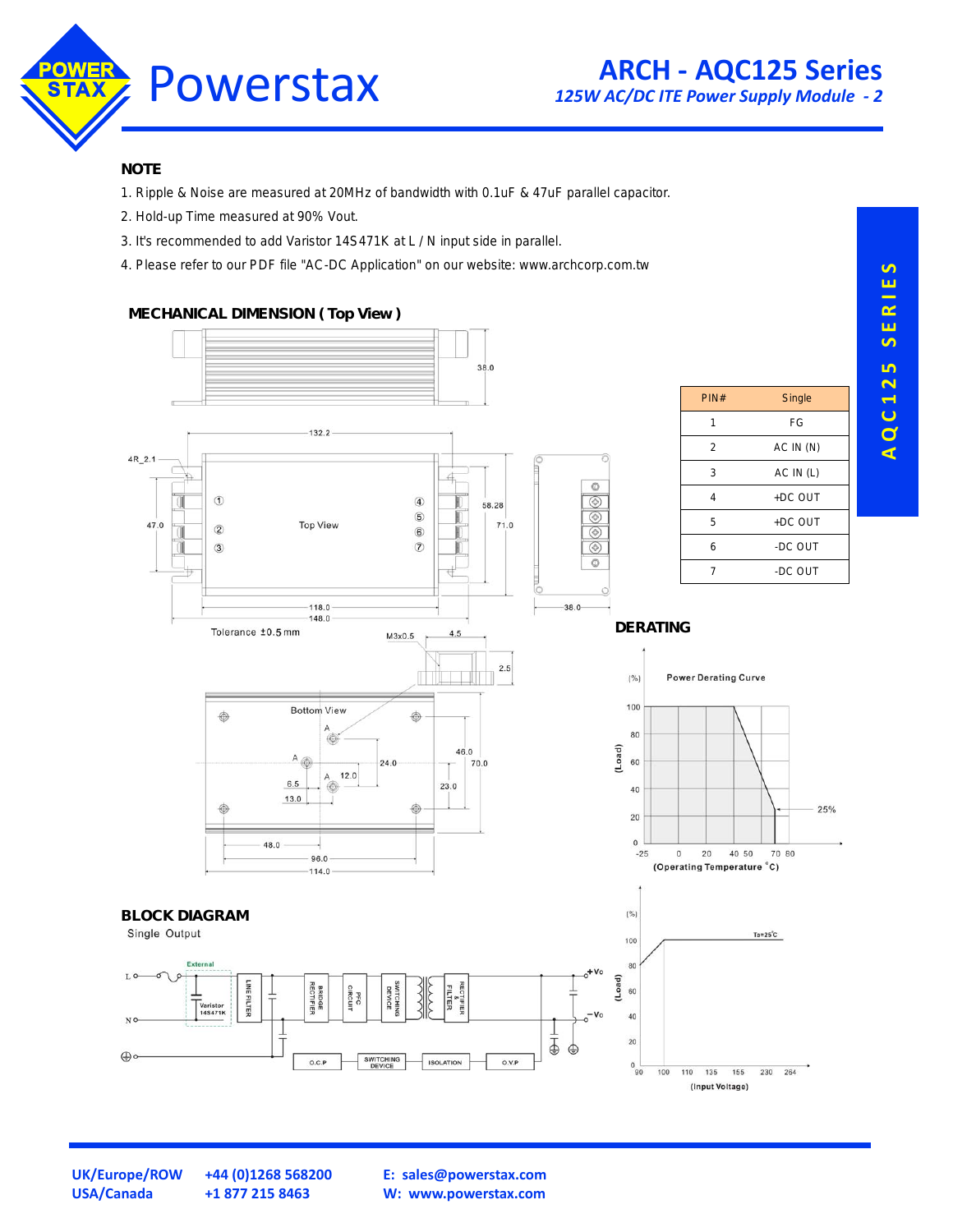## NOTE

1. Ripple & Noise are measured at 20MHz of bandwidth with 0.1uF & 47uF parallel capacitor.
2. Hold-up Time measured at 90% Vout.
3. It's recommended to add Varistor 14S471K at L / N input side in parallel.
4. Please refer to our PDF file "AC-DC Application" on our website: www.archcorp.com.tw

## MECHANICAL DIMENSION ( Top View )

Tolerance ±0.5 mm

| PIN# | Single |
|---|---|
| 1 | FG |
| 2 | AC IN (N) |
| 3 | AC IN (L) |
| 4 | +DC OUT |
| 5 | +DC OUT |
| 6 | -DC OUT |
| 7 | -DC OUT |

## DERATING

Power Derating Curve

(Load) (%) vs (Operating Temperature °C)

(Load) (%) vs (Input Voltage)

## BLOCK DIAGRAM

Single Output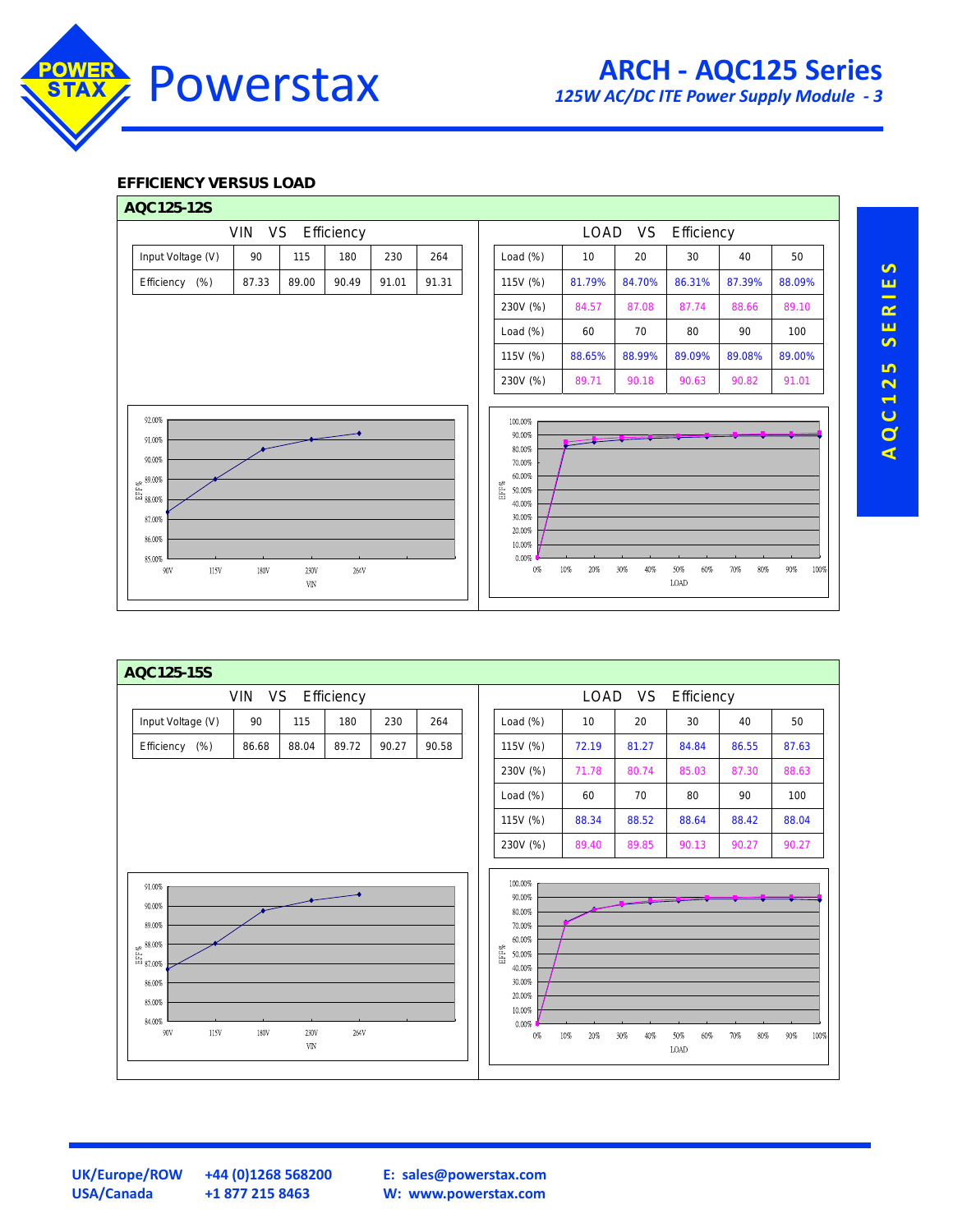## EFFICIENCY VERSUS LOAD

### AQC125-12S

**VIN VS Efficiency**

| Input Voltage (V) | 90 | 115 | 180 | 230 | 264 |
|---|---|---|---|---|---|
| Efficiency (%) | 87.33 | 89.00 | 90.49 | 91.01 | 91.31 |

**LOAD VS Efficiency**

| Load (%) | 10 | 20 | 30 | 40 | 50 |
|---|---|---|---|---|---|
| 115V (%) | 81.79% | 84.70% | 86.31% | 87.39% | 88.09% |
| 230V (%) | 84.57 | 87.08 | 87.74 | 88.66 | 89.10 |
| Load (%) | 60 | 70 | 80 | 90 | 100 |
| 115V (%) | 88.65% | 88.99% | 89.09% | 89.08% | 89.00% |
| 230V (%) | 89.71 | 90.18 | 90.63 | 90.82 | 91.01 |

### AQC125-15S

**VIN VS Efficiency**

| Input Voltage (V) | 90 | 115 | 180 | 230 | 264 |
|---|---|---|---|---|---|
| Efficiency (%) | 86.68 | 88.04 | 89.72 | 90.27 | 90.58 |

**LOAD VS Efficiency**

| Load (%) | 10 | 20 | 30 | 40 | 50 |
|---|---|---|---|---|---|
| 115V (%) | 72.19 | 81.27 | 84.84 | 86.55 | 87.63 |
| 230V (%) | 71.78 | 80.74 | 85.03 | 87.30 | 88.63 |
| Load (%) | 60 | 70 | 80 | 90 | 100 |
| 115V (%) | 88.34 | 88.52 | 88.64 | 88.42 | 88.04 |
| 230V (%) | 89.40 | 89.85 | 90.13 | 90.27 | 90.27 |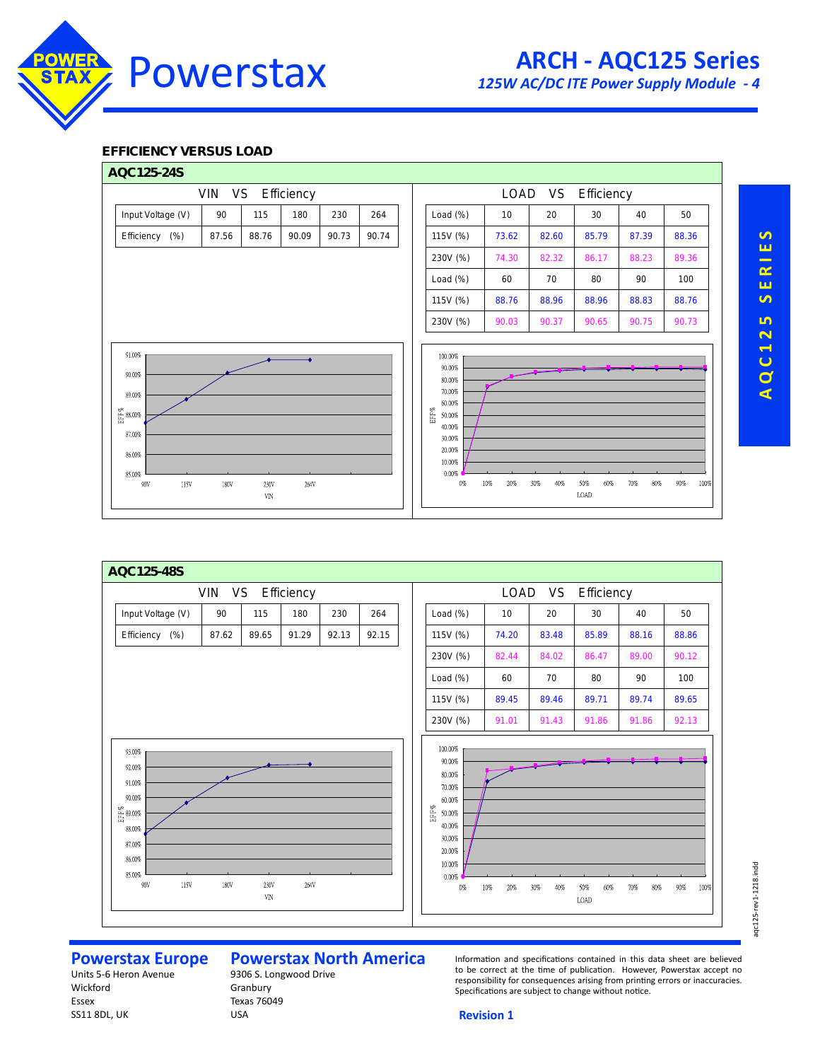## EFFICIENCY VERSUS LOAD

### AQC125-24S

VIN VS Efficiency

| Input Voltage (V) | 90 | 115 | 180 | 230 | 264 |
|---|---|---|---|---|---|
| Efficiency (%) | 87.56 | 88.76 | 90.09 | 90.73 | 90.74 |

LOAD VS Efficiency

| Load (%) | 10 | 20 | 30 | 40 | 50 |
|---|---|---|---|---|---|
| 115V (%) | 73.62 | 82.60 | 85.79 | 87.39 | 88.36 |
| 230V (%) | 74.30 | 82.32 | 86.17 | 88.23 | 89.36 |
| Load (%) | 60 | 70 | 80 | 90 | 100 |
| 115V (%) | 88.76 | 88.96 | 88.96 | 88.83 | 88.76 |
| 230V (%) | 90.03 | 90.37 | 90.65 | 90.75 | 90.73 |

EFF%
91.00%
90.00%
89.00%
88.00%
87.00%
86.00%
85.00%
90V 115V 180V 230V 264V
VIN

EFF%
100.00%
90.00%
80.00%
70.00%
60.00%
50.00%
40.00%
30.00%
20.00%
10.00%
0.00%
0% 10% 20% 30% 40% 50% 60% 70% 80% 90% 100%
LOAD

### AQC125-48S

VIN VS Efficiency

| Input Voltage (V) | 90 | 115 | 180 | 230 | 264 |
|---|---|---|---|---|---|
| Efficiency (%) | 87.62 | 89.65 | 91.29 | 92.13 | 92.15 |

LOAD VS Efficiency

| Load (%) | 10 | 20 | 30 | 40 | 50 |
|---|---|---|---|---|---|
| 115V (%) | 74.20 | 83.48 | 85.89 | 88.16 | 88.86 |
| 230V (%) | 82.44 | 84.02 | 86.47 | 89.00 | 90.12 |
| Load (%) | 60 | 70 | 80 | 90 | 100 |
| 115V (%) | 89.45 | 89.46 | 89.71 | 89.74 | 89.65 |
| 230V (%) | 91.01 | 91.43 | 91.86 | 91.86 | 92.13 |

EFF%
93.00%
92.00%
91.00%
90.00%
89.00%
88.00%
87.00%
86.00%
85.00%
90V 115V 180V 230V 264V
VIN

EFF%
100.00%
90.00%
80.00%
70.00%
60.00%
50.00%
40.00%
30.00%
20.00%
10.00%
0.00%
0% 10% 20% 30% 40% 50% 60% 70% 80% 90% 100%
LOAD

**Powerstax Europe**
Units 5-6 Heron Avenue
Wickford
Essex
SS11 8DL, UK

**Powerstax North America**
9306 S. Longwood Drive
Granbury
Texas 76049
USA

Information and specifications contained in this data sheet are believed to be correct at the time of publication. However, Powerstax accept no responsibility for consequences arising from printing errors or inaccuracies. Specifications are subject to change without notice.

**Revision 1**